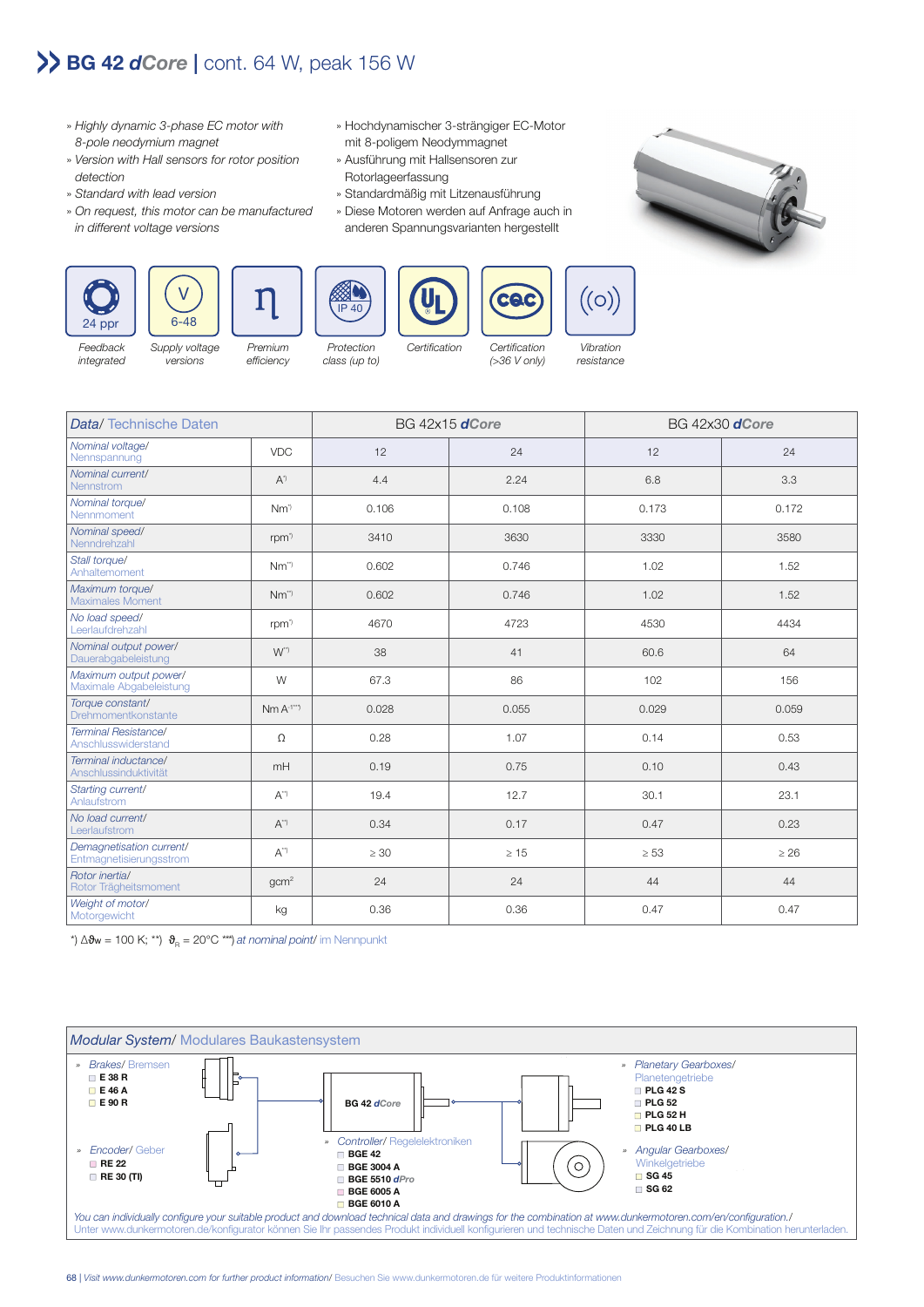# BG 42 *dCore* | cont. 64 W, peak 156 W

- » *Highly dynamic 3-phase EC motor with 8-pole neodymium magnet*
- » *Version with Hall sensors for rotor position detection*
- » *Standard with lead version*
- » *On request, this motor can be manufactured in different voltage versions*

- » Hochdynamischer 3-strängiger EC-Motor mit 8-poligem Neodymmagnet
- » Ausführung mit Hallsensoren zur Rotorlageerfassung
- » Standardmäßig mit Litzenausführung
- » Diese Motoren werden auf Anfrage auch in anderen Spannungsvarianten hergestellt

| 24 ppr | 6-48 | η | IP 40 | UL | CQC | ((o)) |
|---|---|---|---|---|---|---|
| *Feedback integrated* | *Supply voltage versions* | *Premium efficiency* | *Protection class (up to)* | *Certification* | *Certification (>36 V only)* | *Vibration resistance* |

| *Data*/ Technische Daten | | BG 42x15 ***dCore*** | | BG 42x30 ***dCore*** | |
|---|---|---|---|---|---|
| *Nominal voltage*/ Nennspannung | VDC | 12 | 24 | 12 | 24 |
| *Nominal current*/ Nennstrom | A*) | 4.4 | 2.24 | 6.8 | 3.3 |
| *Nominal torque*/ Nennmoment | Nm*) | 0.106 | 0.108 | 0.173 | 0.172 |
| *Nominal speed*/ Nenndrehzahl | rpm*) | 3410 | 3630 | 3330 | 3580 |
| *Stall torque*/ Anhaltemoment | Nm**) | 0.602 | 0.746 | 1.02 | 1.52 |
| *Maximum torque*/ Maximales Moment | Nm**) | 0.602 | 0.746 | 1.02 | 1.52 |
| *No load speed*/ Leerlaufdrehzahl | rpm*) | 4670 | 4723 | 4530 | 4434 |
| *Nominal output power*/ Dauerabgabeleistung | W**) | 38 | 41 | 60.6 | 64 |
| *Maximum output power*/ Maximale Abgabeleistung | W | 67.3 | 86 | 102 | 156 |
| *Torque constant*/ Drehmomentkonstante | Nm A-1***) | 0.028 | 0.055 | 0.029 | 0.059 |
| *Terminal Resistance*/ Anschlusswiderstand | Ω | 0.28 | 1.07 | 0.14 | 0.53 |
| *Terminal inductance*/ Anschlussinduktivität | mH | 0.19 | 0.75 | 0.10 | 0.43 |
| *Starting current*/ Anlaufstrom | A**) | 19.4 | 12.7 | 30.1 | 23.1 |
| *No load current*/ Leerlaufstrom | A**) | 0.34 | 0.17 | 0.47 | 0.23 |
| *Demagnetisation current*/ Entmagnetisierungsstrom | A**) | ≥ 30 | ≥ 15 | ≥ 53 | ≥ 26 |
| *Rotor inertia*/ Rotor Trägheitsmoment | gcm² | 24 | 24 | 44 | 44 |
| *Weight of motor*/ Motorgewicht | kg | 0.36 | 0.36 | 0.47 | 0.47 |

*) $\Delta\vartheta_W$ = 100 K; **) $\vartheta_R$ = 20°C ***) *at nominal point*/ im Nennpunkt

## *Modular System*/ Modulares Baukastensystem

BG 42 *dCore*

» *Brakes*/ Bremsen
- E 38 R
- E 46 A
- E 90 R

» *Encoder*/ Geber
- RE 22
- RE 30 (TI)

» *Controller*/ Regelelektroniken
- BGE 42
- BGE 3004 A
- BGE 5510 *dPro*
- BGE 6005 A
- BGE 6010 A

» *Planetary Gearboxes*/ Planetengetriebe
- PLG 42 S
- PLG 52
- PLG 52 H
- PLG 40 LB

» *Angular Gearboxes*/ Winkelgetriebe
- SG 45
- SG 62

*You can individually configure your suitable product and download technical data and drawings for the combination at www.dunkermotoren.com/en/configuration./*
Unter www.dunkermotoren.de/konfigurator können Sie Ihr passendes Produkt individuell konfigurieren und technische Daten und Zeichnung für die Kombination herunterladen.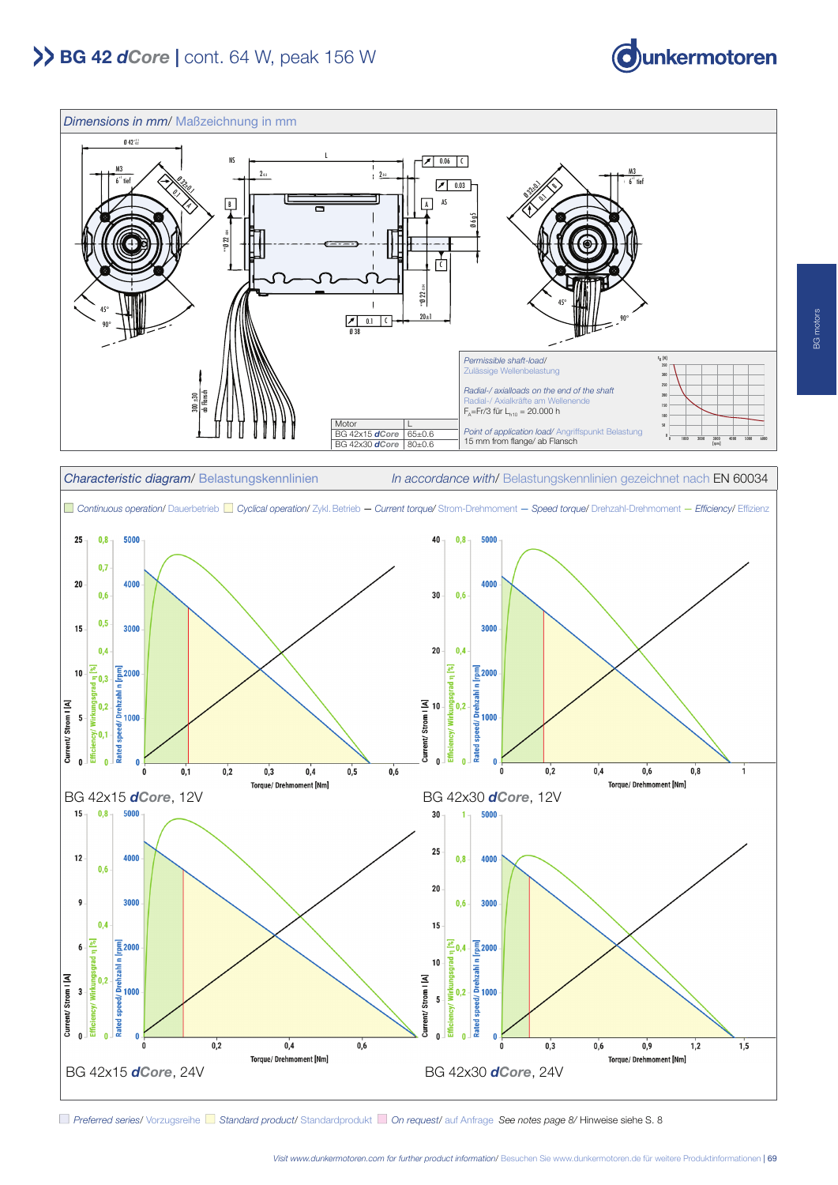# BG 42 *dCore* | cont. 64 W, peak 156 W

## *Dimensions in mm*/ Maßzeichnung in mm

| Motor | L |
|---|---|
| BG 42x15 ***dCore*** | 65±0.6 |
| BG 42x30 ***dCore*** | 80±0.6 |

*Permissible shaft-load*/ Zulässige Wellenbelastung

*Radial-/ axialloads on the end of the shaft*/ Radial-/ Axialkräfte am Wellenende

$F_A$=Fr/3 für $L_{h10}$ = 20.000 h

*Point of application load*/ Angriffspunkt Belastung
15 mm from flange/ ab Flansch

## *Characteristic diagram*/ Belastungskennlinien

*In accordance with*/ Belastungskennlinien gezeichnet nach EN 60034

*Continuous operation*/ Dauerbetrieb — *Cyclical operation*/ Zykl. Betrieb — *Current torque*/ Strom-Drehmoment — *Speed torque*/ Drehzahl-Drehmoment — *Efficiency*/ Effizienz

Current/ Strom I [A]
Efficiency/ Wirkungsgrad η [%]
Rated speed/ Drehzahl n [rpm]
Torque/ Drehmoment [Nm]

BG 42x15 ***dCore***, 12V

BG 42x30 ***dCore***, 12V

BG 42x15 ***dCore***, 24V

BG 42x30 ***dCore***, 24V

*Preferred series*/ Vorzugsreihe *Standard product*/ Standardprodukt *On request*/ auf Anfrage *See notes page 8*/ Hinweise siehe S. 8

*Visit www.dunkermotoren.com for further product information*/ Besuchen Sie www.dunkermotoren.de für weitere Produktinformationen